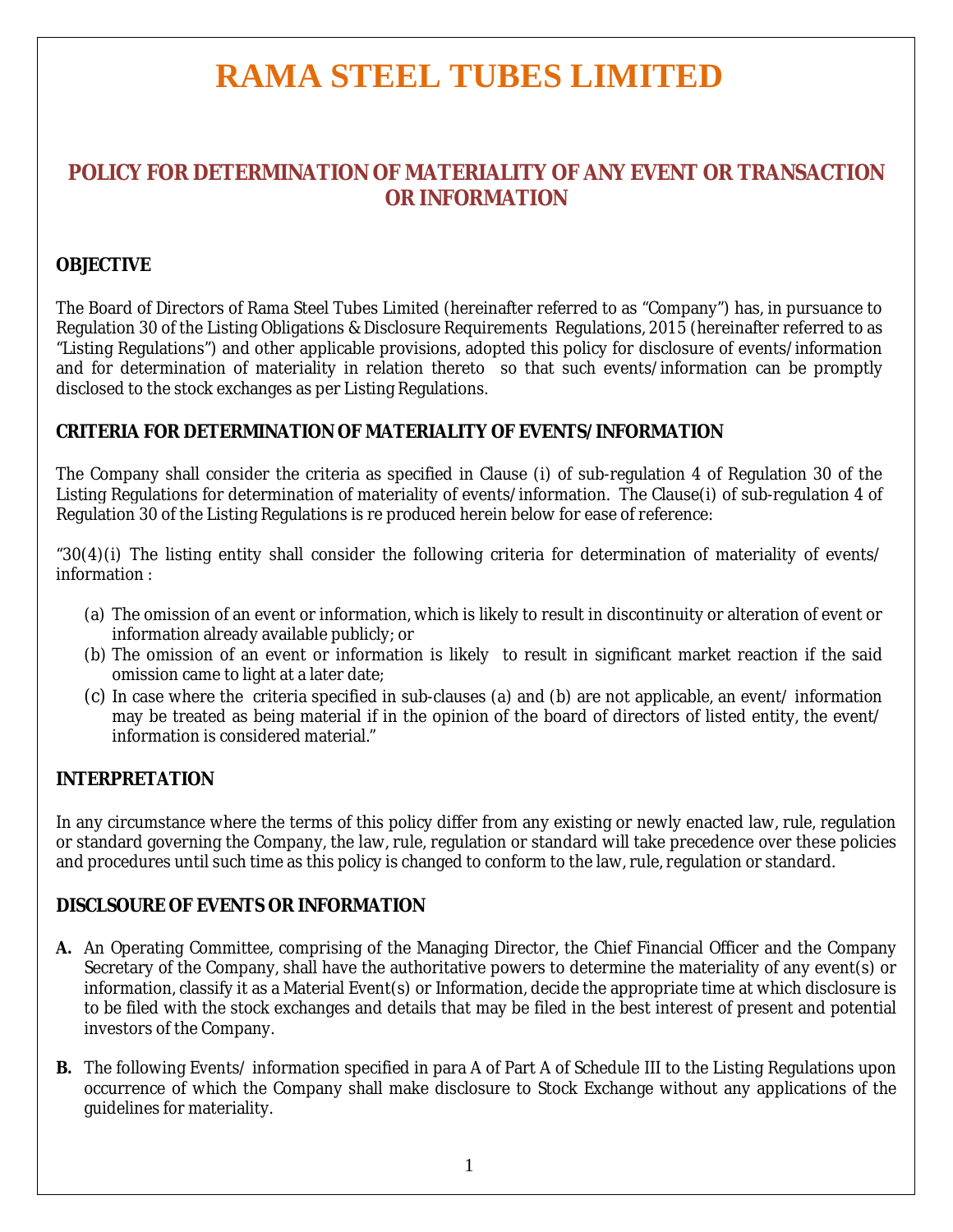# RAMA STEEL TUBES LIMITED

## POLICY FOR DETERMINATION OF MATERIALITY OF ANY EVENT OR TRANSACTION OR INFORMATION

### OBJECTIVE

The Board of Directors of Rama Steel Tubes Limited (hereinafter referred to as "Company") has, in pursuance to Regulation 30 of the Listing Obligations & Disclosure Requirements Regulations, 2015 (hereinafter referred to as "Listing Regulations") and other applicable provisions, adopted this policy for disclosure of events/information and for determination of materiality in relation thereto so that such events/information can be promptly disclosed to the stock exchanges as per Listing Regulations.

### CRITERIA FOR DETERMINATION OF MATERIALITY OF EVENTS/INFORMATION

The Company shall consider the criteria as specified in Clause (i) of sub-regulation 4 of Regulation 30 of the Listing Regulations for determination of materiality of events/information. The Clause(i) of sub-regulation 4 of Regulation 30 of the Listing Regulations is re produced herein below for ease of reference:

"30(4)(i) The listing entity shall consider the following criteria for determination of materiality of events/ information :

(a) The omission of an event or information, which is likely to result in discontinuity or alteration of event or information already available publicly; or
(b) The omission of an event or information is likely to result in significant market reaction if the said omission came to light at a later date;
(c) In case where the criteria specified in sub-clauses (a) and (b) are not applicable, an event/ information may be treated as being material if in the opinion of the board of directors of listed entity, the event/ information is considered material."

### INTERPRETATION

In any circumstance where the terms of this policy differ from any existing or newly enacted law, rule, regulation or standard governing the Company, the law, rule, regulation or standard will take precedence over these policies and procedures until such time as this policy is changed to conform to the law, rule, regulation or standard.

### DISCLSOURE OF EVENTS OR INFORMATION

**A.** An Operating Committee, comprising of the Managing Director, the Chief Financial Officer and the Company Secretary of the Company, shall have the authoritative powers to determine the materiality of any event(s) or information, classify it as a Material Event(s) or Information, decide the appropriate time at which disclosure is to be filed with the stock exchanges and details that may be filed in the best interest of present and potential investors of the Company.

**B.** The following Events/ information specified in para A of Part A of Schedule III to the Listing Regulations upon occurrence of which the Company shall make disclosure to Stock Exchange without any applications of the guidelines for materiality.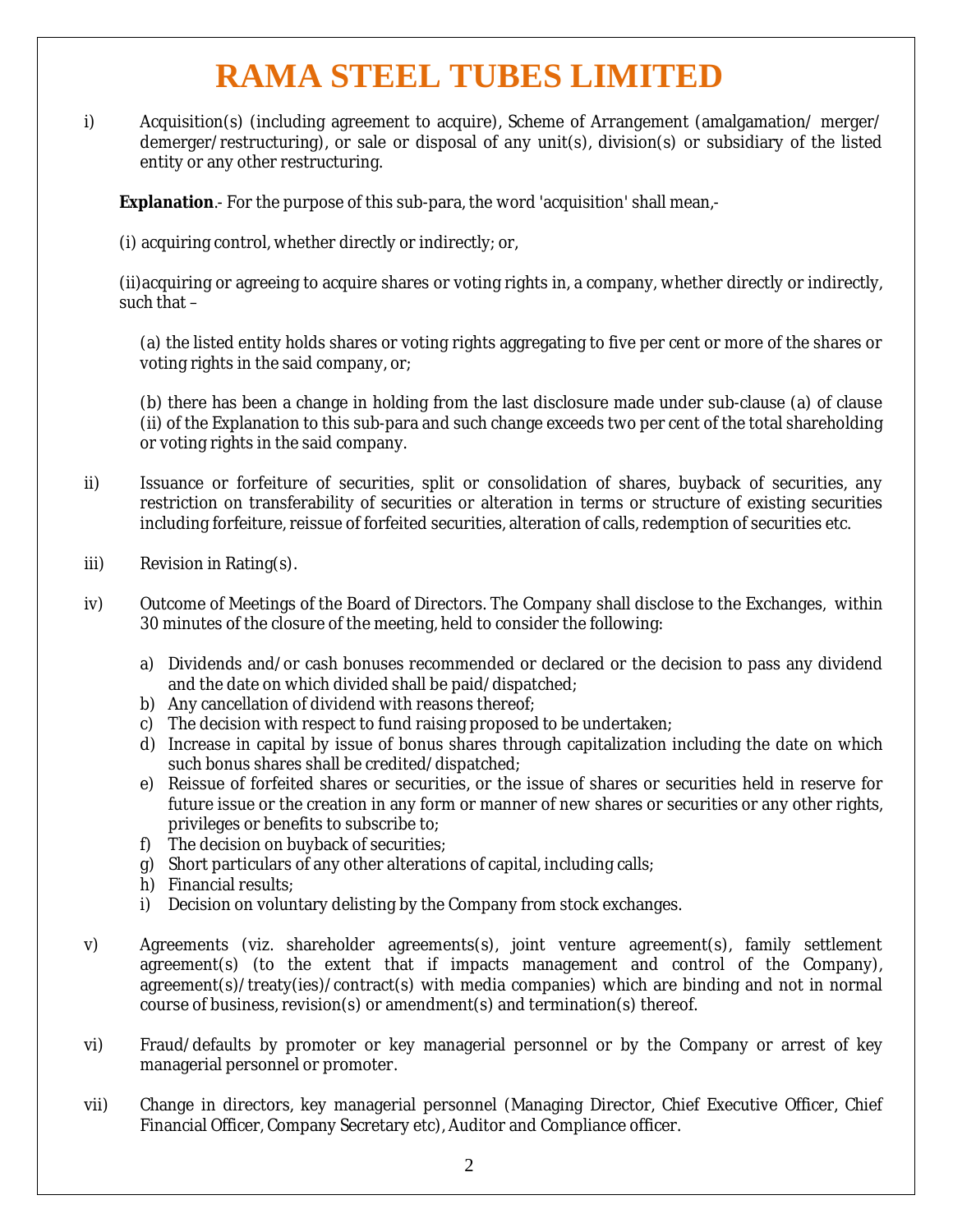# RAMA STEEL TUBES LIMITED

i) Acquisition(s) (including agreement to acquire), Scheme of Arrangement (amalgamation/ merger/ demerger/restructuring), or sale or disposal of any unit(s), division(s) or subsidiary of the listed entity or any other restructuring.

**Explanation**.- For the purpose of this sub-para, the word 'acquisition' shall mean,-

(i) acquiring control, whether directly or indirectly; or,

(ii)acquiring or agreeing to acquire shares or voting rights in, a company, whether directly or indirectly, such that –

(a) the listed entity holds shares or voting rights aggregating to five per cent or more of the shares or voting rights in the said company, or;

(b) there has been a change in holding from the last disclosure made under sub-clause (a) of clause (ii) of the Explanation to this sub-para and such change exceeds two per cent of the total shareholding or voting rights in the said company.

ii) Issuance or forfeiture of securities, split or consolidation of shares, buyback of securities, any restriction on transferability of securities or alteration in terms or structure of existing securities including forfeiture, reissue of forfeited securities, alteration of calls, redemption of securities etc.

iii) Revision in Rating(s).

iv) Outcome of Meetings of the Board of Directors. The Company shall disclose to the Exchanges, within 30 minutes of the closure of the meeting, held to consider the following:

a) Dividends and/or cash bonuses recommended or declared or the decision to pass any dividend and the date on which divided shall be paid/dispatched;
b) Any cancellation of dividend with reasons thereof;
c) The decision with respect to fund raising proposed to be undertaken;
d) Increase in capital by issue of bonus shares through capitalization including the date on which such bonus shares shall be credited/dispatched;
e) Reissue of forfeited shares or securities, or the issue of shares or securities held in reserve for future issue or the creation in any form or manner of new shares or securities or any other rights, privileges or benefits to subscribe to;
f) The decision on buyback of securities;
g) Short particulars of any other alterations of capital, including calls;
h) Financial results;
i) Decision on voluntary delisting by the Company from stock exchanges.

v) Agreements (viz. shareholder agreements(s), joint venture agreement(s), family settlement agreement(s) (to the extent that if impacts management and control of the Company), agreement(s)/treaty(ies)/contract(s) with media companies) which are binding and not in normal course of business, revision(s) or amendment(s) and termination(s) thereof.

vi) Fraud/defaults by promoter or key managerial personnel or by the Company or arrest of key managerial personnel or promoter.

vii) Change in directors, key managerial personnel (Managing Director, Chief Executive Officer, Chief Financial Officer, Company Secretary etc), Auditor and Compliance officer.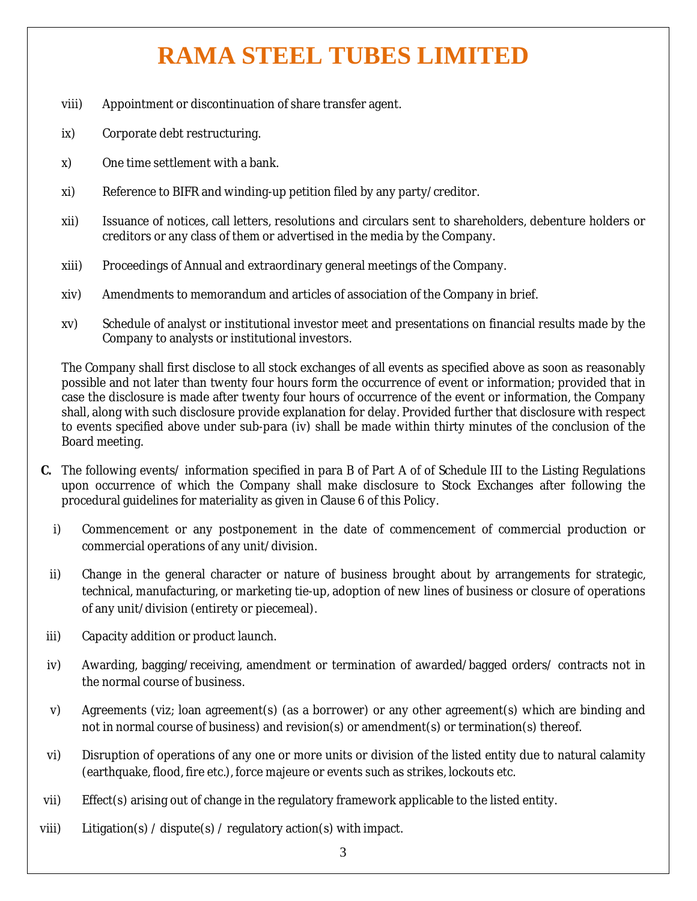viii) Appointment or discontinuation of share transfer agent.

ix) Corporate debt restructuring.

x) One time settlement with a bank.

xi) Reference to BIFR and winding-up petition filed by any party/creditor.

xii) Issuance of notices, call letters, resolutions and circulars sent to shareholders, debenture holders or creditors or any class of them or advertised in the media by the Company.

xiii) Proceedings of Annual and extraordinary general meetings of the Company.

xiv) Amendments to memorandum and articles of association of the Company in brief.

xv) Schedule of analyst or institutional investor meet and presentations on financial results made by the Company to analysts or institutional investors.

The Company shall first disclose to all stock exchanges of all events as specified above as soon as reasonably possible and not later than twenty four hours form the occurrence of event or information; provided that in case the disclosure is made after twenty four hours of occurrence of the event or information, the Company shall, along with such disclosure provide explanation for delay. Provided further that disclosure with respect to events specified above under sub-para (iv) shall be made within thirty minutes of the conclusion of the Board meeting.

**C.** The following events/ information specified in para B of Part A of of Schedule III to the Listing Regulations upon occurrence of which the Company shall make disclosure to Stock Exchanges after following the procedural guidelines for materiality as given in Clause 6 of this Policy.

i) Commencement or any postponement in the date of commencement of commercial production or commercial operations of any unit/division.

ii) Change in the general character or nature of business brought about by arrangements for strategic, technical, manufacturing, or marketing tie-up, adoption of new lines of business or closure of operations of any unit/division (entirety or piecemeal).

iii) Capacity addition or product launch.

iv) Awarding, bagging/receiving, amendment or termination of awarded/bagged orders/ contracts not in the normal course of business.

v) Agreements (viz; loan agreement(s) (as a borrower) or any other agreement(s) which are binding and not in normal course of business) and revision(s) or amendment(s) or termination(s) thereof.

vi) Disruption of operations of any one or more units or division of the listed entity due to natural calamity (earthquake, flood, fire etc.), force majeure or events such as strikes, lockouts etc.

vii) Effect(s) arising out of change in the regulatory framework applicable to the listed entity.

viii) Litigation(s) / dispute(s) / regulatory action(s) with impact.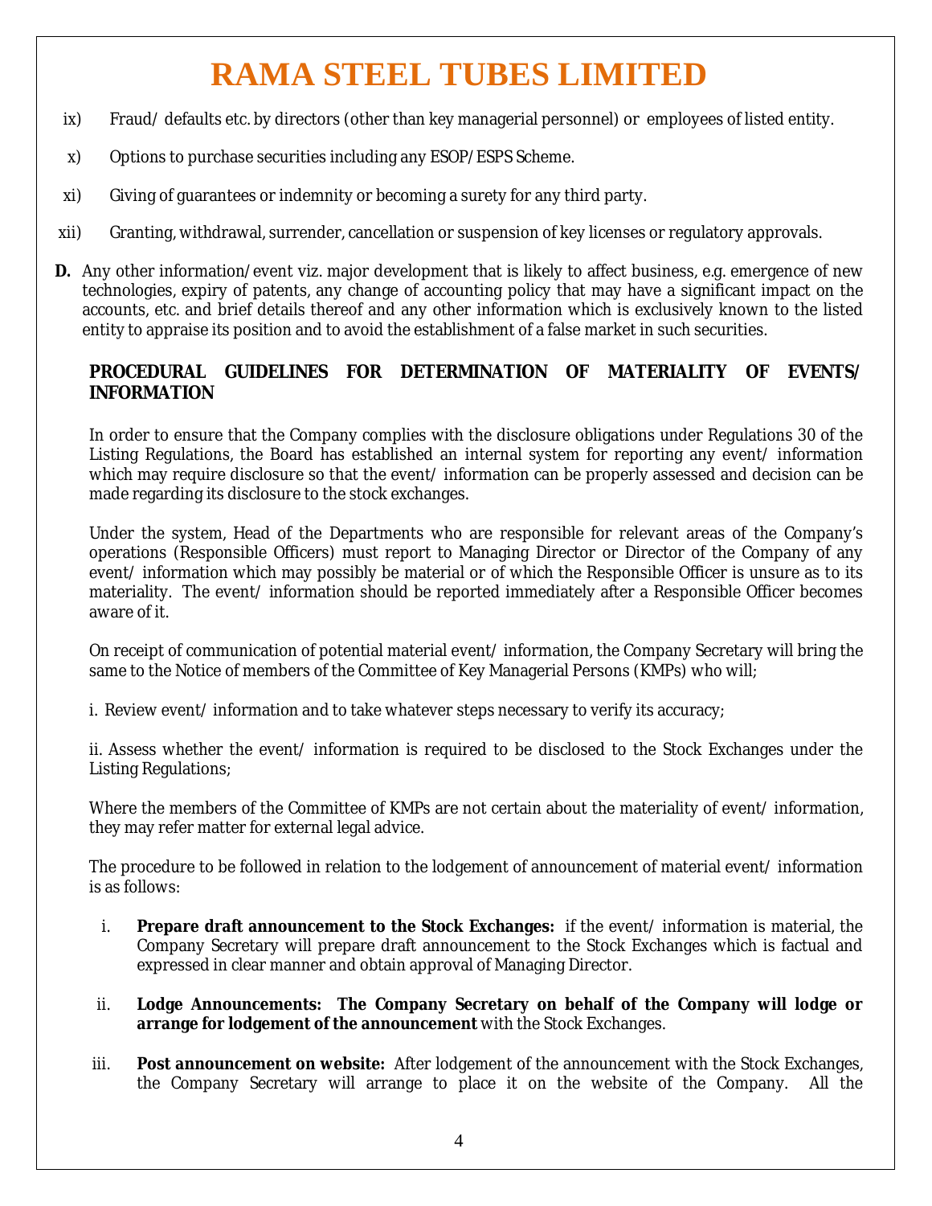ix) Fraud/ defaults etc. by directors (other than key managerial personnel) or employees of listed entity.

x) Options to purchase securities including any ESOP/ESPS Scheme.

xi) Giving of guarantees or indemnity or becoming a surety for any third party.

xii) Granting, withdrawal, surrender, cancellation or suspension of key licenses or regulatory approvals.

**D.** Any other information/event viz. major development that is likely to affect business, e.g. emergence of new technologies, expiry of patents, any change of accounting policy that may have a significant impact on the accounts, etc. and brief details thereof and any other information which is exclusively known to the listed entity to appraise its position and to avoid the establishment of a false market in such securities.

**PROCEDURAL GUIDELINES FOR DETERMINATION OF MATERIALITY OF EVENTS/ INFORMATION**

In order to ensure that the Company complies with the disclosure obligations under Regulations 30 of the Listing Regulations, the Board has established an internal system for reporting any event/ information which may require disclosure so that the event/ information can be properly assessed and decision can be made regarding its disclosure to the stock exchanges.

Under the system, Head of the Departments who are responsible for relevant areas of the Company's operations (Responsible Officers) must report to Managing Director or Director of the Company of any event/ information which may possibly be material or of which the Responsible Officer is unsure as to its materiality. The event/ information should be reported immediately after a Responsible Officer becomes aware of it.

On receipt of communication of potential material event/ information, the Company Secretary will bring the same to the Notice of members of the Committee of Key Managerial Persons (KMPs) who will;

i. Review event/ information and to take whatever steps necessary to verify its accuracy;

ii. Assess whether the event/ information is required to be disclosed to the Stock Exchanges under the Listing Regulations;

Where the members of the Committee of KMPs are not certain about the materiality of event/ information, they may refer matter for external legal advice.

The procedure to be followed in relation to the lodgement of announcement of material event/ information is as follows:

i. **Prepare draft announcement to the Stock Exchanges:** if the event/ information is material, the Company Secretary will prepare draft announcement to the Stock Exchanges which is factual and expressed in clear manner and obtain approval of Managing Director.

ii. **Lodge Announcements: The Company Secretary on behalf of the Company will lodge or arrange for lodgement of the announcement** with the Stock Exchanges.

iii. **Post announcement on website:** After lodgement of the announcement with the Stock Exchanges, the Company Secretary will arrange to place it on the website of the Company. All the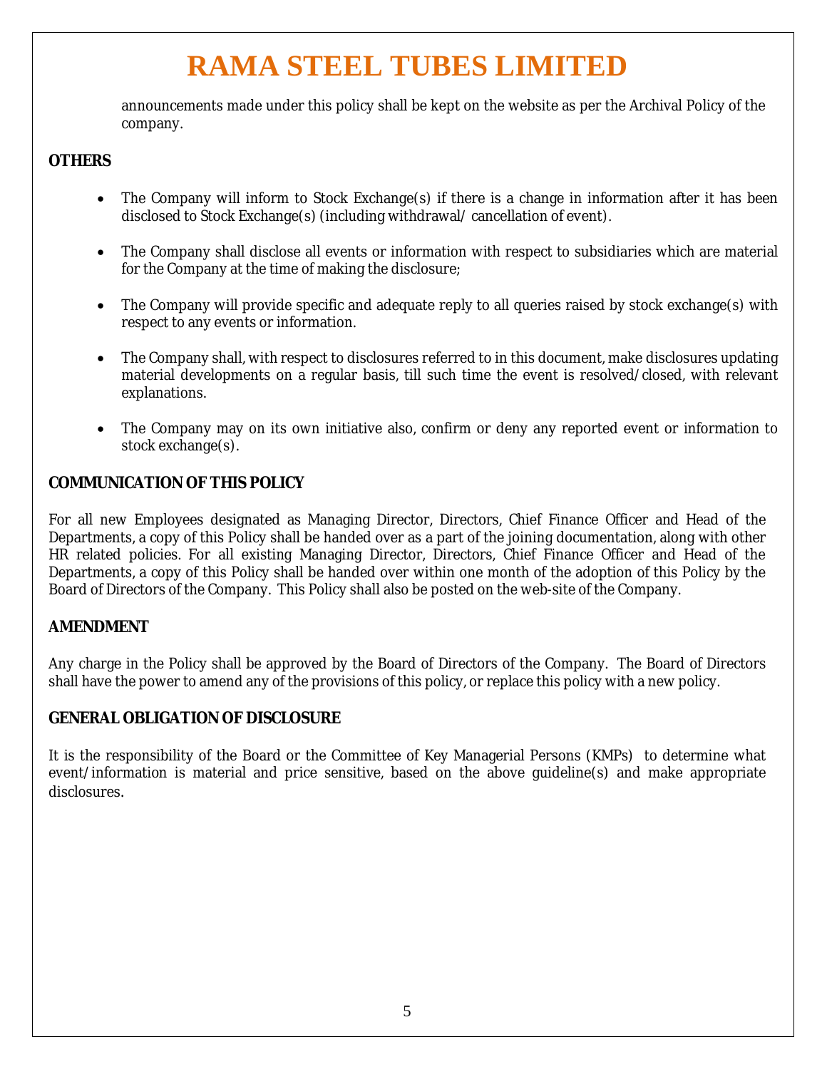announcements made under this policy shall be kept on the website as per the Archival Policy of the company.

**OTHERS**

- The Company will inform to Stock Exchange(s) if there is a change in information after it has been disclosed to Stock Exchange(s) (including withdrawal/ cancellation of event).
- The Company shall disclose all events or information with respect to subsidiaries which are material for the Company at the time of making the disclosure;
- The Company will provide specific and adequate reply to all queries raised by stock exchange(s) with respect to any events or information.
- The Company shall, with respect to disclosures referred to in this document, make disclosures updating material developments on a regular basis, till such time the event is resolved/closed, with relevant explanations.
- The Company may on its own initiative also, confirm or deny any reported event or information to stock exchange(s).

**COMMUNICATION OF THIS POLICY**

For all new Employees designated as Managing Director, Directors, Chief Finance Officer and Head of the Departments, a copy of this Policy shall be handed over as a part of the joining documentation, along with other HR related policies. For all existing Managing Director, Directors, Chief Finance Officer and Head of the Departments, a copy of this Policy shall be handed over within one month of the adoption of this Policy by the Board of Directors of the Company. This Policy shall also be posted on the web-site of the Company.

**AMENDMENT**

Any charge in the Policy shall be approved by the Board of Directors of the Company. The Board of Directors shall have the power to amend any of the provisions of this policy, or replace this policy with a new policy.

**GENERAL OBLIGATION OF DISCLOSURE**

It is the responsibility of the Board or the Committee of Key Managerial Persons (KMPs) to determine what event/information is material and price sensitive, based on the above guideline(s) and make appropriate disclosures.